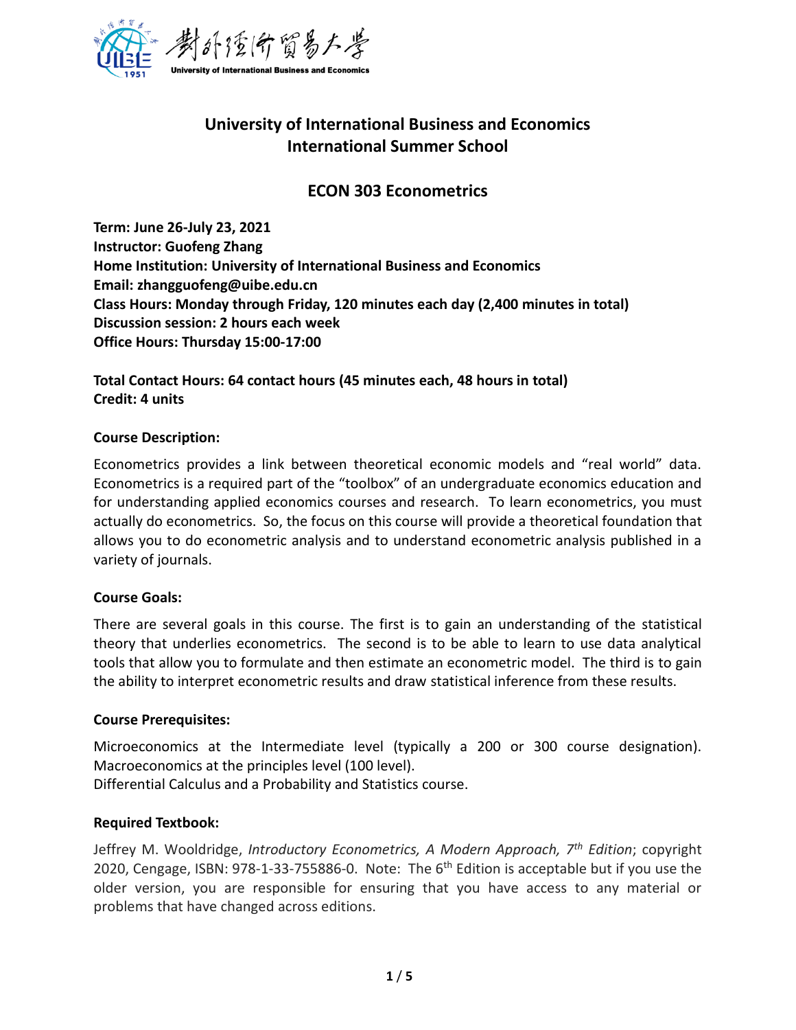# University of International Business and Economics
# International Summer School

## ECON 303 Econometrics

**Term: June 26-July 23, 2021**
**Instructor: Guofeng Zhang**
**Home Institution: University of International Business and Economics**
**Email: zhangguofeng@uibe.edu.cn**
**Class Hours: Monday through Friday, 120 minutes each day (2,400 minutes in total)**
**Discussion session: 2 hours each week**
**Office Hours: Thursday 15:00-17:00**

**Total Contact Hours: 64 contact hours (45 minutes each, 48 hours in total)**
**Credit: 4 units**

### Course Description:

Econometrics provides a link between theoretical economic models and "real world" data. Econometrics is a required part of the "toolbox" of an undergraduate economics education and for understanding applied economics courses and research. To learn econometrics, you must actually do econometrics. So, the focus on this course will provide a theoretical foundation that allows you to do econometric analysis and to understand econometric analysis published in a variety of journals.

### Course Goals:

There are several goals in this course. The first is to gain an understanding of the statistical theory that underlies econometrics. The second is to be able to learn to use data analytical tools that allow you to formulate and then estimate an econometric model. The third is to gain the ability to interpret econometric results and draw statistical inference from these results.

### Course Prerequisites:

Microeconomics at the Intermediate level (typically a 200 or 300 course designation). Macroeconomics at the principles level (100 level).
Differential Calculus and a Probability and Statistics course.

### Required Textbook:

Jeffrey M. Wooldridge, *Introductory Econometrics, A Modern Approach, 7th Edition*; copyright 2020, Cengage, ISBN: 978-1-33-755886-0. Note: The 6th Edition is acceptable but if you use the older version, you are responsible for ensuring that you have access to any material or problems that have changed across editions.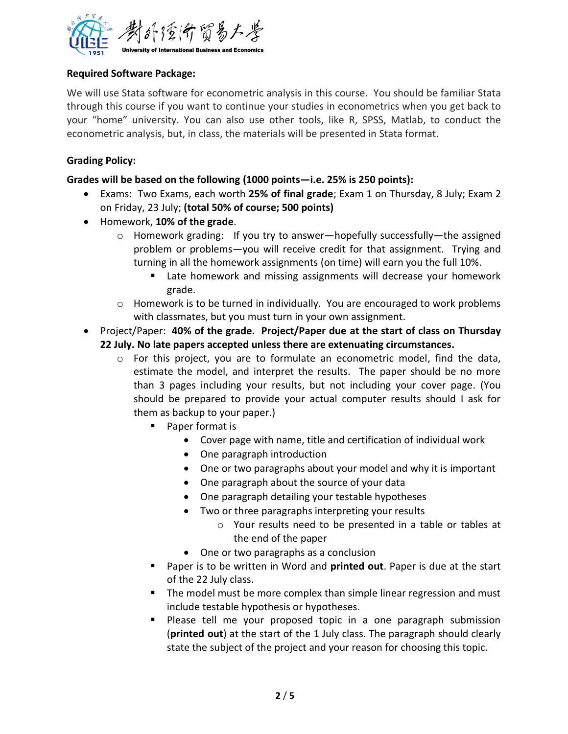**Required Software Package:**

We will use Stata software for econometric analysis in this course. You should be familiar Stata through this course if you want to continue your studies in econometrics when you get back to your "home" university. You can also use other tools, like R, SPSS, Matlab, to conduct the econometric analysis, but, in class, the materials will be presented in Stata format.

**Grading Policy:**

**Grades will be based on the following (1000 points—i.e. 25% is 250 points):**

- Exams: Two Exams, each worth **25% of final grade**; Exam 1 on Thursday, 8 July; Exam 2 on Friday, 23 July; **(total 50% of course; 500 points)**
- Homework, **10% of the grade**.
  - Homework grading: If you try to answer—hopefully successfully—the assigned problem or problems—you will receive credit for that assignment. Trying and turning in all the homework assignments (on time) will earn you the full 10%.
    - Late homework and missing assignments will decrease your homework grade.
  - Homework is to be turned in individually. You are encouraged to work problems with classmates, but you must turn in your own assignment.
- Project/Paper: **40% of the grade. Project/Paper due at the start of class on Thursday 22 July. No late papers accepted unless there are extenuating circumstances.**
  - For this project, you are to formulate an econometric model, find the data, estimate the model, and interpret the results. The paper should be no more than 3 pages including your results, but not including your cover page. (You should be prepared to provide your actual computer results should I ask for them as backup to your paper.)
    - Paper format is
      - Cover page with name, title and certification of individual work
      - One paragraph introduction
      - One or two paragraphs about your model and why it is important
      - One paragraph about the source of your data
      - One paragraph detailing your testable hypotheses
      - Two or three paragraphs interpreting your results
        - Your results need to be presented in a table or tables at the end of the paper
      - One or two paragraphs as a conclusion
    - Paper is to be written in Word and **printed out**. Paper is due at the start of the 22 July class.
    - The model must be more complex than simple linear regression and must include testable hypothesis or hypotheses.
    - Please tell me your proposed topic in a one paragraph submission (**printed out**) at the start of the 1 July class. The paragraph should clearly state the subject of the project and your reason for choosing this topic.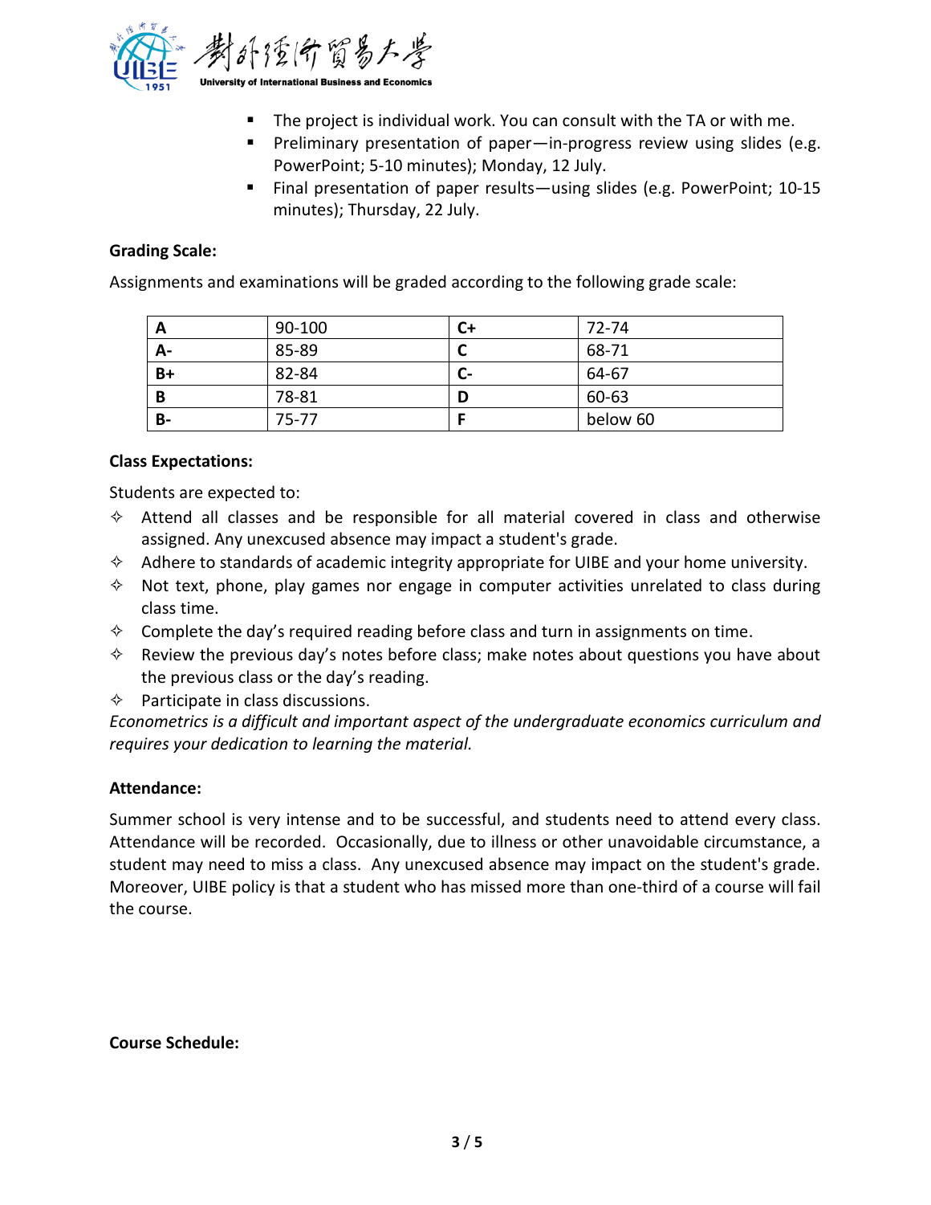- The project is individual work. You can consult with the TA or with me.
- Preliminary presentation of paper—in-progress review using slides (e.g. PowerPoint; 5-10 minutes); Monday, 12 July.
- Final presentation of paper results—using slides (e.g. PowerPoint; 10-15 minutes); Thursday, 22 July.

**Grading Scale:**

Assignments and examinations will be graded according to the following grade scale:

| A | 90-100 | C+ | 72-74 |
|---|---|---|---|
| A- | 85-89 | C | 68-71 |
| B+ | 82-84 | C- | 64-67 |
| B | 78-81 | D | 60-63 |
| B- | 75-77 | F | below 60 |

**Class Expectations:**

Students are expected to:

- Attend all classes and be responsible for all material covered in class and otherwise assigned. Any unexcused absence may impact a student's grade.
- Adhere to standards of academic integrity appropriate for UIBE and your home university.
- Not text, phone, play games nor engage in computer activities unrelated to class during class time.
- Complete the day's required reading before class and turn in assignments on time.
- Review the previous day's notes before class; make notes about questions you have about the previous class or the day's reading.
- Participate in class discussions.

*Econometrics is a difficult and important aspect of the undergraduate economics curriculum and requires your dedication to learning the material.*

**Attendance:**

Summer school is very intense and to be successful, and students need to attend every class. Attendance will be recorded. Occasionally, due to illness or other unavoidable circumstance, a student may need to miss a class. Any unexcused absence may impact on the student's grade. Moreover, UIBE policy is that a student who has missed more than one-third of a course will fail the course.

**Course Schedule:**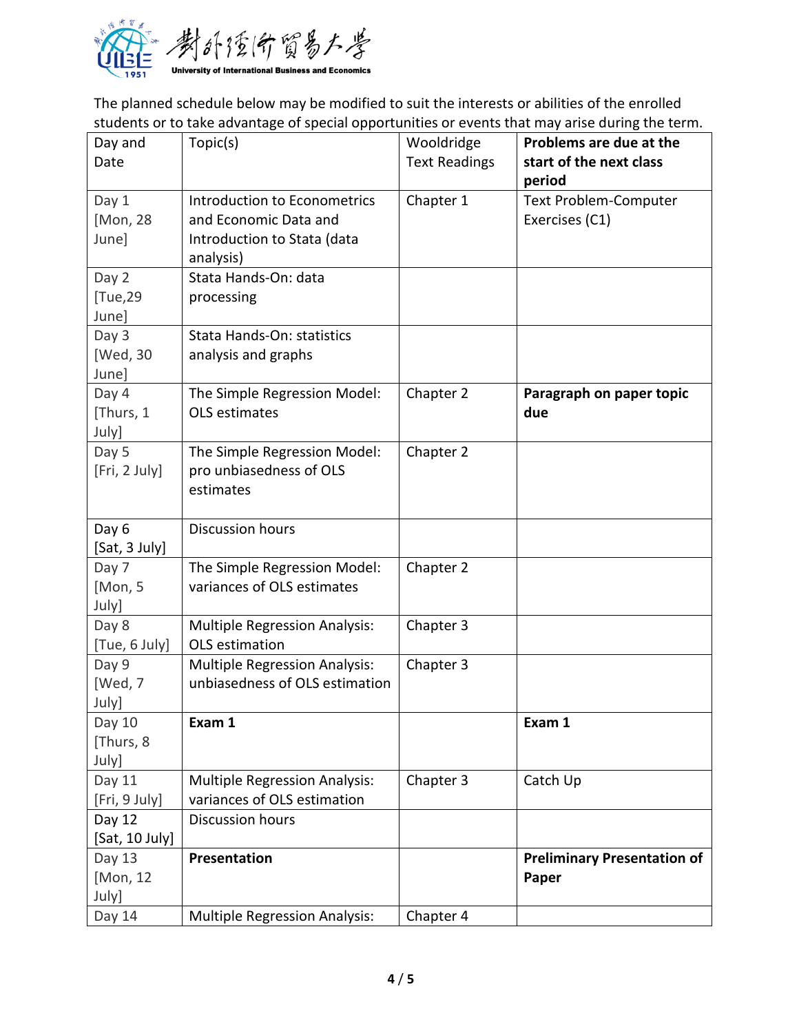The planned schedule below may be modified to suit the interests or abilities of the enrolled students or to take advantage of special opportunities or events that may arise during the term.

| Day and Date | Topic(s) | Wooldridge Text Readings | **Problems are due at the start of the next class period** |
|---|---|---|---|
| Day 1 [Mon, 28 June] | Introduction to Econometrics and Economic Data and Introduction to Stata (data analysis) | Chapter 1 | Text Problem-Computer Exercises (C1) |
| Day 2 [Tue,29 June] | Stata Hands-On: data processing | | |
| Day 3 [Wed, 30 June] | Stata Hands-On: statistics analysis and graphs | | |
| Day 4 [Thurs, 1 July] | The Simple Regression Model: OLS estimates | Chapter 2 | **Paragraph on paper topic due** |
| Day 5 [Fri, 2 July] | The Simple Regression Model: pro unbiasedness of OLS estimates | Chapter 2 | |
| Day 6 [Sat, 3 July] | Discussion hours | | |
| Day 7 [Mon, 5 July] | The Simple Regression Model: variances of OLS estimates | Chapter 2 | |
| Day 8 [Tue, 6 July] | Multiple Regression Analysis: OLS estimation | Chapter 3 | |
| Day 9 [Wed, 7 July] | Multiple Regression Analysis: unbiasedness of OLS estimation | Chapter 3 | |
| Day 10 [Thurs, 8 July] | **Exam 1** | | **Exam 1** |
| Day 11 [Fri, 9 July] | Multiple Regression Analysis: variances of OLS estimation | Chapter 3 | Catch Up |
| Day 12 [Sat, 10 July] | Discussion hours | | |
| Day 13 [Mon, 12 July] | **Presentation** | | **Preliminary Presentation of Paper** |
| Day 14 | Multiple Regression Analysis: | Chapter 4 | |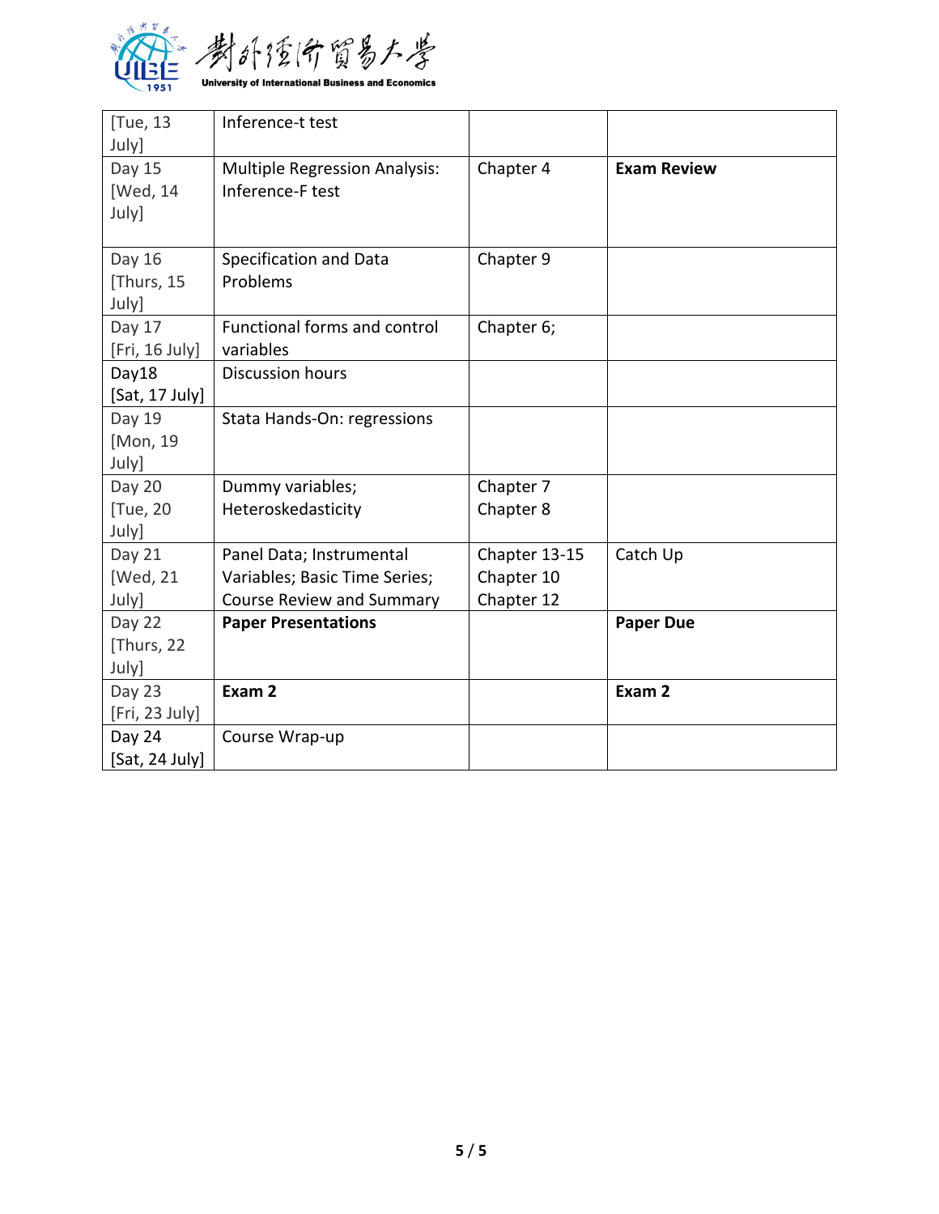| | | | |
|---|---|---|---|
| [Tue, 13 July] | Inference-t test | | |
| Day 15 [Wed, 14 July] | Multiple Regression Analysis: Inference-F test | Chapter 4 | **Exam Review** |
| Day 16 [Thurs, 15 July] | Specification and Data Problems | Chapter 9 | |
| Day 17 [Fri, 16 July] | Functional forms and control variables | Chapter 6; | |
| Day18 [Sat, 17 July] | Discussion hours | | |
| Day 19 [Mon, 19 July] | Stata Hands-On: regressions | | |
| Day 20 [Tue, 20 July] | Dummy variables; Heteroskedasticity | Chapter 7 Chapter 8 | |
| Day 21 [Wed, 21 July] | Panel Data; Instrumental Variables; Basic Time Series; Course Review and Summary | Chapter 13-15 Chapter 10 Chapter 12 | Catch Up |
| Day 22 [Thurs, 22 July] | **Paper Presentations** | | **Paper Due** |
| Day 23 [Fri, 23 July] | **Exam 2** | | **Exam 2** |
| Day 24 [Sat, 24 July] | Course Wrap-up | | |